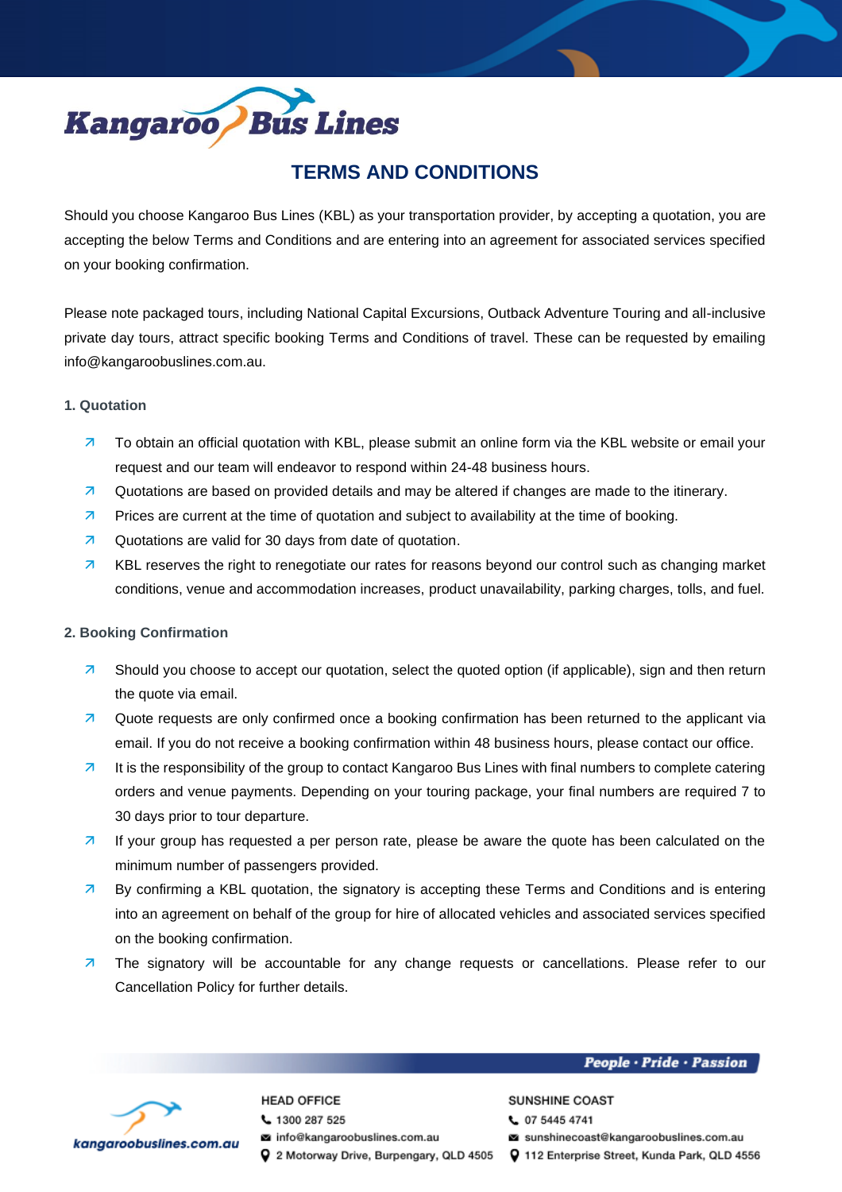# TERMS AND CONDITIONS

Should you choose Kangaroo Bus Lines (KBL) as your transportation provider, by accepting a quotation, you are accepting the below Terms and Conditions and are entering into an agreement for associated services specified on your booking confirmation.

Please note packaged tours, including National Capital Excursions, Outback Adventure Touring and all-inclusive private day tours, attract specific booking Terms and Conditions of travel. These can be requested by emailing info@kangaroobuslines.com.au.

## 1. Quotation

- To obtain an official quotation with KBL, please submit an online form via the KBL website or email your request and our team will endeavor to respond within 24-48 business hours.
- Quotations are based on provided details and may be altered if changes are made to the itinerary.
- Prices are current at the time of quotation and subject to availability at the time of booking.
- Quotations are valid for 30 days from date of quotation.
- KBL reserves the right to renegotiate our rates for reasons beyond our control such as changing market conditions, venue and accommodation increases, product unavailability, parking charges, tolls, and fuel.

## 2. Booking Confirmation

- Should you choose to accept our quotation, select the quoted option (if applicable), sign and then return the quote via email.
- Quote requests are only confirmed once a booking confirmation has been returned to the applicant via email. If you do not receive a booking confirmation within 48 business hours, please contact our office.
- It is the responsibility of the group to contact Kangaroo Bus Lines with final numbers to complete catering orders and venue payments. Depending on your touring package, your final numbers are required 7 to 30 days prior to tour departure.
- If your group has requested a per person rate, please be aware the quote has been calculated on the minimum number of passengers provided.
- By confirming a KBL quotation, the signatory is accepting these Terms and Conditions and is entering into an agreement on behalf of the group for hire of allocated vehicles and associated services specified on the booking confirmation.
- The signatory will be accountable for any change requests or cancellations. Please refer to our Cancellation Policy for further details.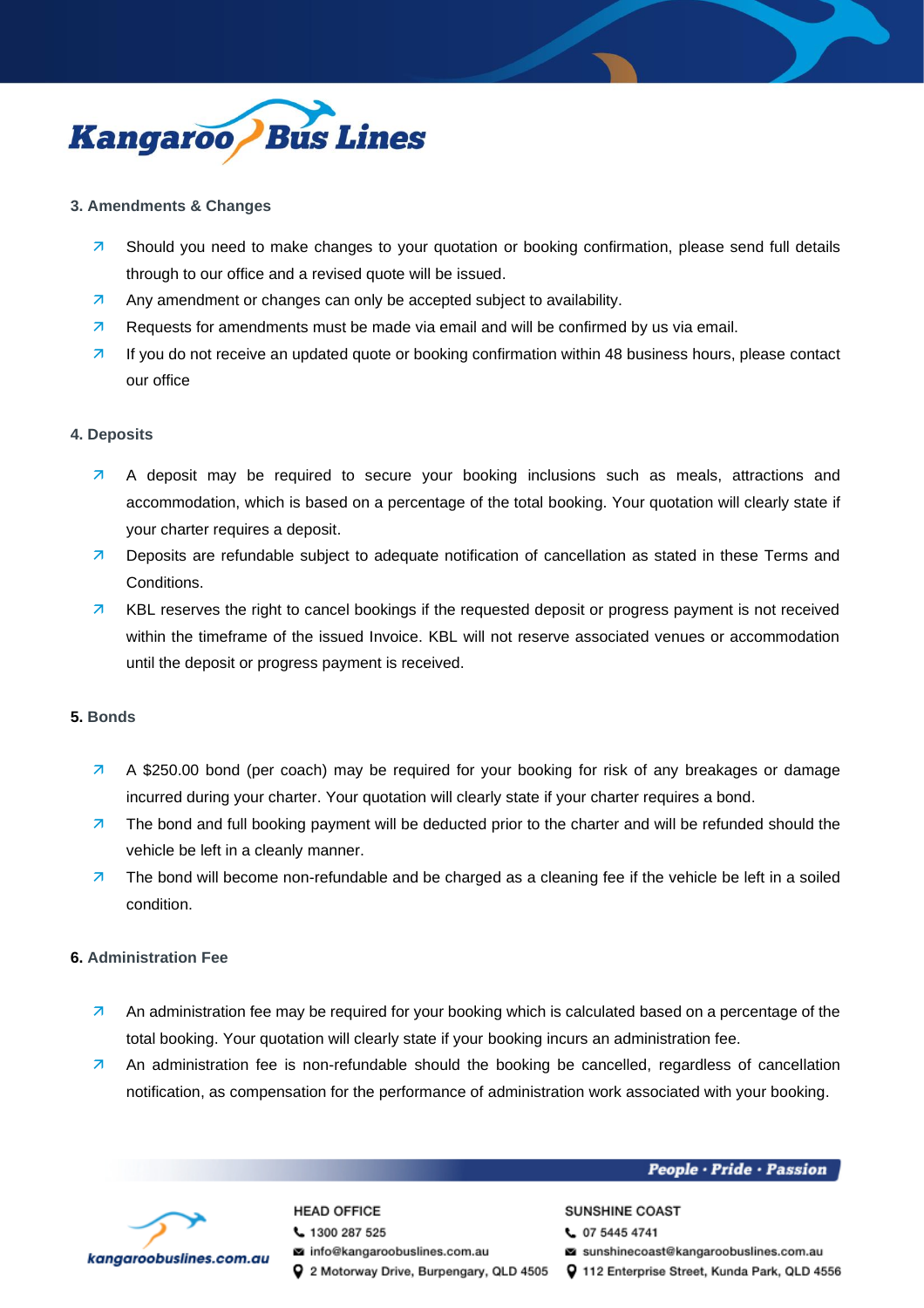### 3. Amendments & Changes

- Should you need to make changes to your quotation or booking confirmation, please send full details through to our office and a revised quote will be issued.
- Any amendment or changes can only be accepted subject to availability.
- Requests for amendments must be made via email and will be confirmed by us via email.
- If you do not receive an updated quote or booking confirmation within 48 business hours, please contact our office

### 4. Deposits

- A deposit may be required to secure your booking inclusions such as meals, attractions and accommodation, which is based on a percentage of the total booking. Your quotation will clearly state if your charter requires a deposit.
- Deposits are refundable subject to adequate notification of cancellation as stated in these Terms and Conditions.
- KBL reserves the right to cancel bookings if the requested deposit or progress payment is not received within the timeframe of the issued Invoice. KBL will not reserve associated venues or accommodation until the deposit or progress payment is received.

### 5. Bonds

- A $250.00 bond (per coach) may be required for your booking for risk of any breakages or damage incurred during your charter. Your quotation will clearly state if your charter requires a bond.
- The bond and full booking payment will be deducted prior to the charter and will be refunded should the vehicle be left in a cleanly manner.
- The bond will become non-refundable and be charged as a cleaning fee if the vehicle be left in a soiled condition.

### 6. Administration Fee

- An administration fee may be required for your booking which is calculated based on a percentage of the total booking. Your quotation will clearly state if your booking incurs an administration fee.
- An administration fee is non-refundable should the booking be cancelled, regardless of cancellation notification, as compensation for the performance of administration work associated with your booking.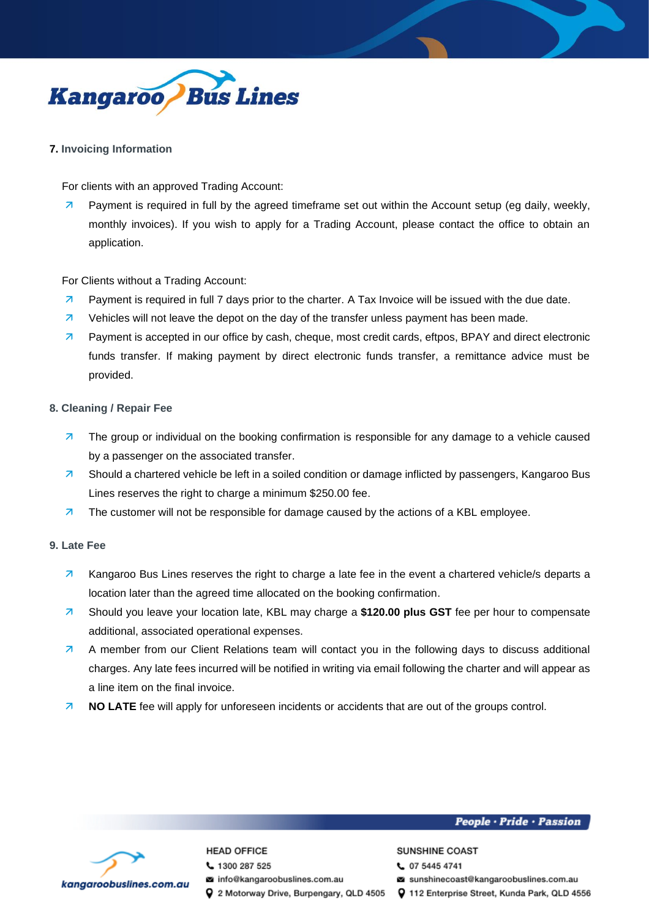## 7. Invoicing Information

For clients with an approved Trading Account:

- Payment is required in full by the agreed timeframe set out within the Account setup (eg daily, weekly, monthly invoices). If you wish to apply for a Trading Account, please contact the office to obtain an application.

For Clients without a Trading Account:

- Payment is required in full 7 days prior to the charter. A Tax Invoice will be issued with the due date.
- Vehicles will not leave the depot on the day of the transfer unless payment has been made.
- Payment is accepted in our office by cash, cheque, most credit cards, eftpos, BPAY and direct electronic funds transfer. If making payment by direct electronic funds transfer, a remittance advice must be provided.

## 8. Cleaning / Repair Fee

- The group or individual on the booking confirmation is responsible for any damage to a vehicle caused by a passenger on the associated transfer.
- Should a chartered vehicle be left in a soiled condition or damage inflicted by passengers, Kangaroo Bus Lines reserves the right to charge a minimum $250.00 fee.
- The customer will not be responsible for damage caused by the actions of a KBL employee.

## 9. Late Fee

- Kangaroo Bus Lines reserves the right to charge a late fee in the event a chartered vehicle/s departs a location later than the agreed time allocated on the booking confirmation.
- Should you leave your location late, KBL may charge a **$120.00 plus GST** fee per hour to compensate additional, associated operational expenses.
- A member from our Client Relations team will contact you in the following days to discuss additional charges. Any late fees incurred will be notified in writing via email following the charter and will appear as a line item on the final invoice.
- **NO LATE** fee will apply for unforeseen incidents or accidents that are out of the groups control.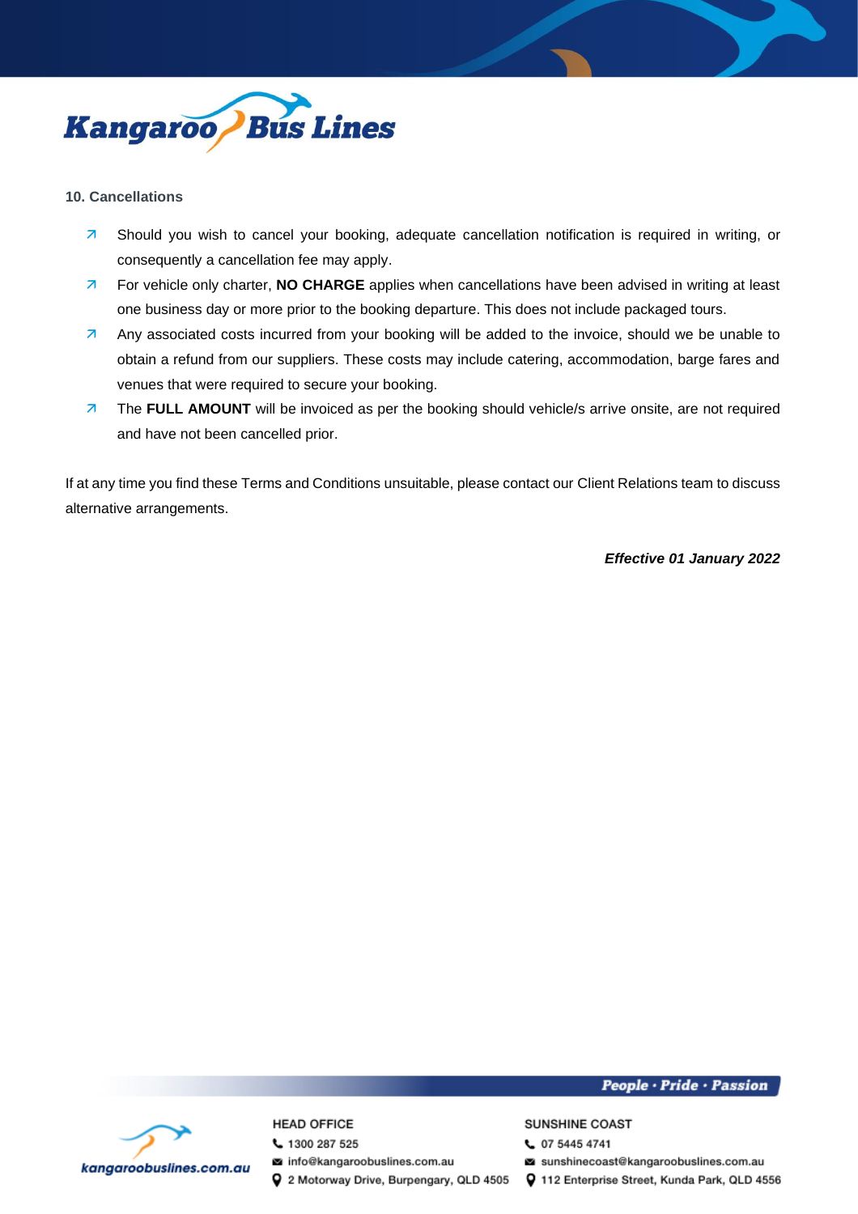### 10. Cancellations

- Should you wish to cancel your booking, adequate cancellation notification is required in writing, or consequently a cancellation fee may apply.
- For vehicle only charter, **NO CHARGE** applies when cancellations have been advised in writing at least one business day or more prior to the booking departure. This does not include packaged tours.
- Any associated costs incurred from your booking will be added to the invoice, should we be unable to obtain a refund from our suppliers. These costs may include catering, accommodation, barge fares and venues that were required to secure your booking.
- The **FULL AMOUNT** will be invoiced as per the booking should vehicle/s arrive onsite, are not required and have not been cancelled prior.

If at any time you find these Terms and Conditions unsuitable, please contact our Client Relations team to discuss alternative arrangements.

***Effective 01 January 2022***